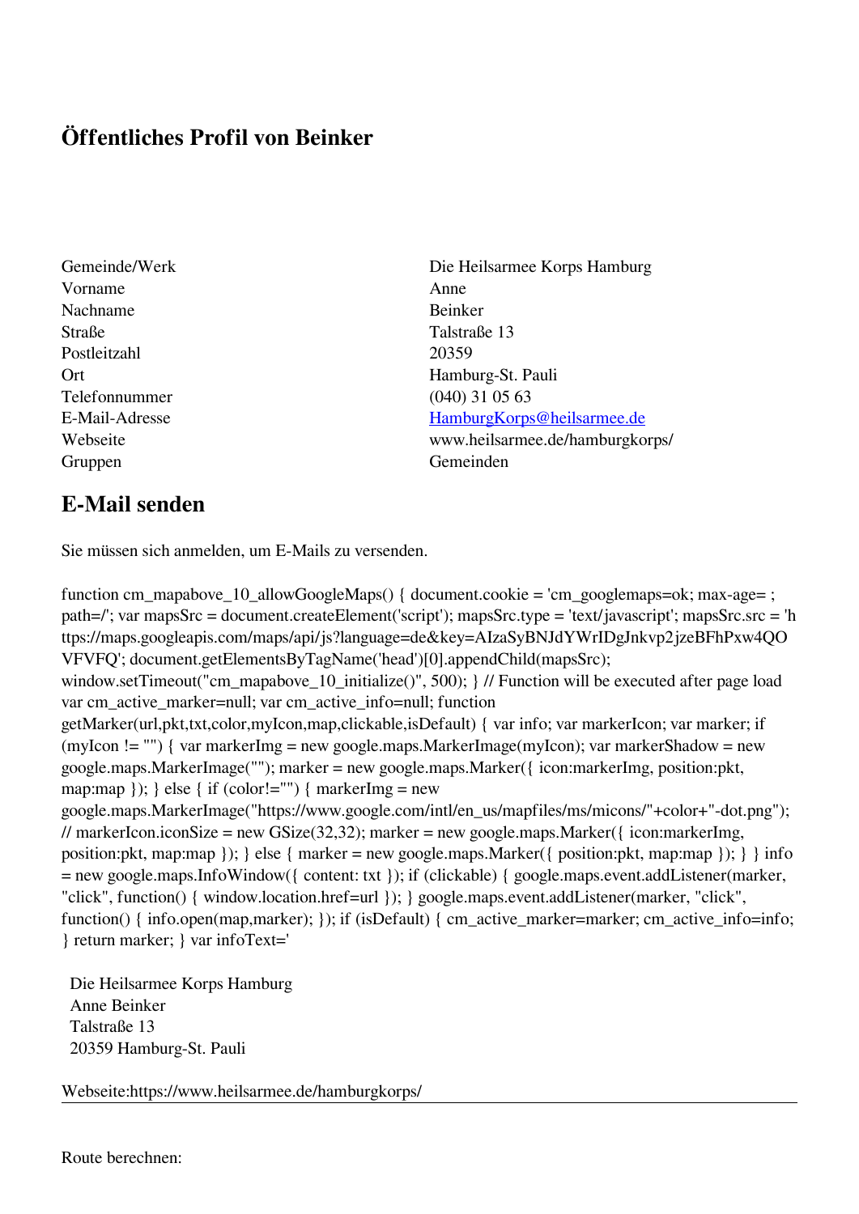# Öffentliches Profil von Beinker

| | |
|---|---|
| Gemeinde/Werk | Die Heilsarmee Korps Hamburg |
| Vorname | Anne |
| Nachname | Beinker |
| Straße | Talstraße 13 |
| Postleitzahl | 20359 |
| Ort | Hamburg-St. Pauli |
| Telefonnummer | (040) 31 05 63 |
| E-Mail-Adresse | HamburgKorps@heilsarmee.de |
| Webseite | www.heilsarmee.de/hamburgkorps/ |
| Gruppen | Gemeinden |

## E-Mail senden

Sie müssen sich anmelden, um E-Mails zu versenden.

function cm_mapabove_10_allowGoogleMaps() { document.cookie = 'cm_googlemaps=ok; max-age= ; path=/'; var mapsSrc = document.createElement('script'); mapsSrc.type = 'text/javascript'; mapsSrc.src = 'https://maps.googleapis.com/maps/api/js?language=de&key=AIzaSyBNJdYWrIDgJnkvp2jzeBFhPxw4QOVFVFQ'; document.getElementsByTagName('head')[0].appendChild(mapsSrc); window.setTimeout("cm_mapabove_10_initialize()", 500); } // Function will be executed after page load var cm_active_marker=null; var cm_active_info=null; function getMarker(url,pkt,txt,color,myIcon,map,clickable,isDefault) { var info; var markerIcon; var marker; if (myIcon != "") { var markerImg = new google.maps.MarkerImage(myIcon); var markerShadow = new google.maps.MarkerImage(""); marker = new google.maps.Marker({ icon:markerImg, position:pkt, map:map }); } else { if (color!="") { markerImg = new google.maps.MarkerImage("https://www.google.com/intl/en_us/mapfiles/ms/micons/"+color+"-dot.png"); // markerIcon.iconSize = new GSize(32,32); marker = new google.maps.Marker({ icon:markerImg, position:pkt, map:map }); } else { marker = new google.maps.Marker({ position:pkt, map:map }); } } info = new google.maps.InfoWindow({ content: txt }); if (clickable) { google.maps.event.addListener(marker, "click", function() { window.location.href=url }); } google.maps.event.addListener(marker, "click", function() { info.open(map,marker); }); if (isDefault) { cm_active_marker=marker; cm_active_info=info; } return marker; } var infoText='

Die Heilsarmee Korps Hamburg
Anne Beinker
Talstraße 13
20359 Hamburg-St. Pauli

Webseite:https://www.heilsarmee.de/hamburgkorps/

---

Route berechnen: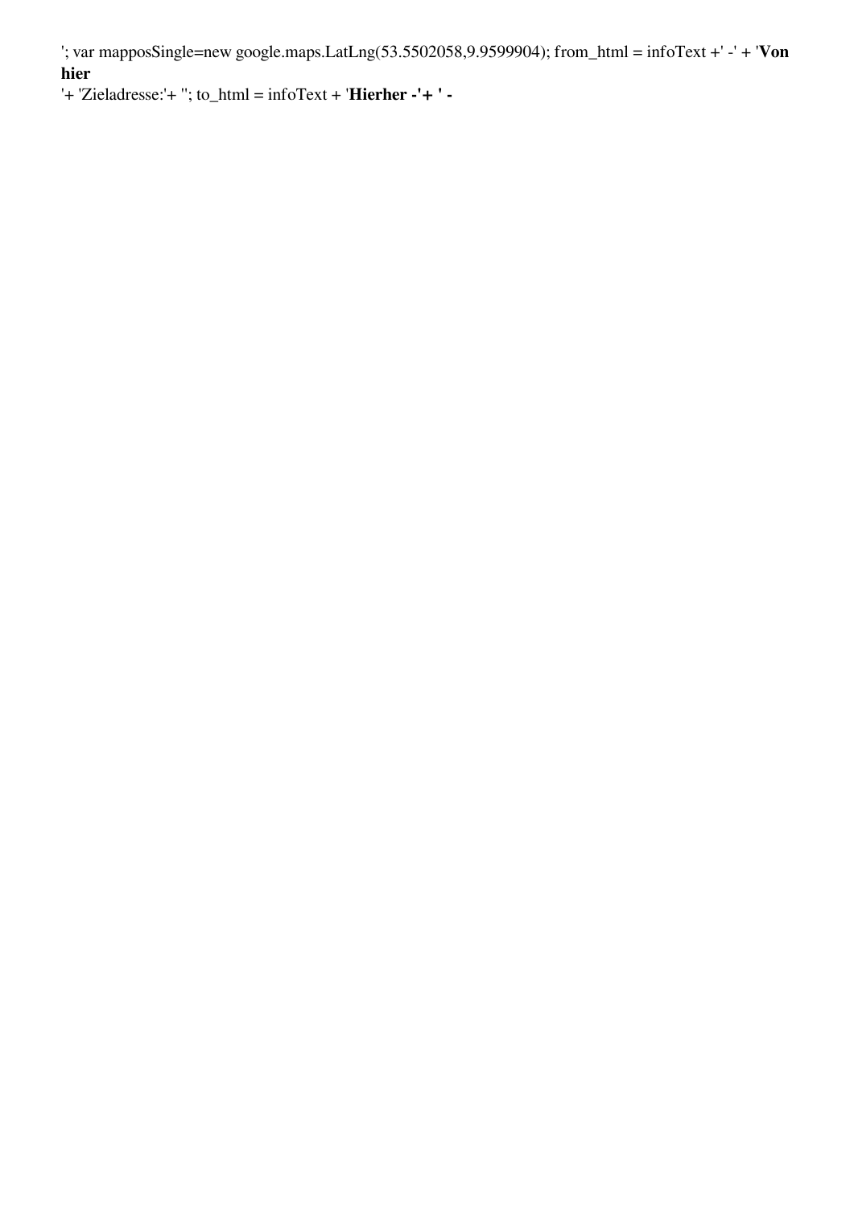'; var mapposSingle=new google.maps.LatLng(53.5502058,9.9599904); from_html = infoText +' -' + '**Von hier**
'+ 'Zieladresse:'+ ''; to_html = infoText + '**Hierher -'+ ' -**